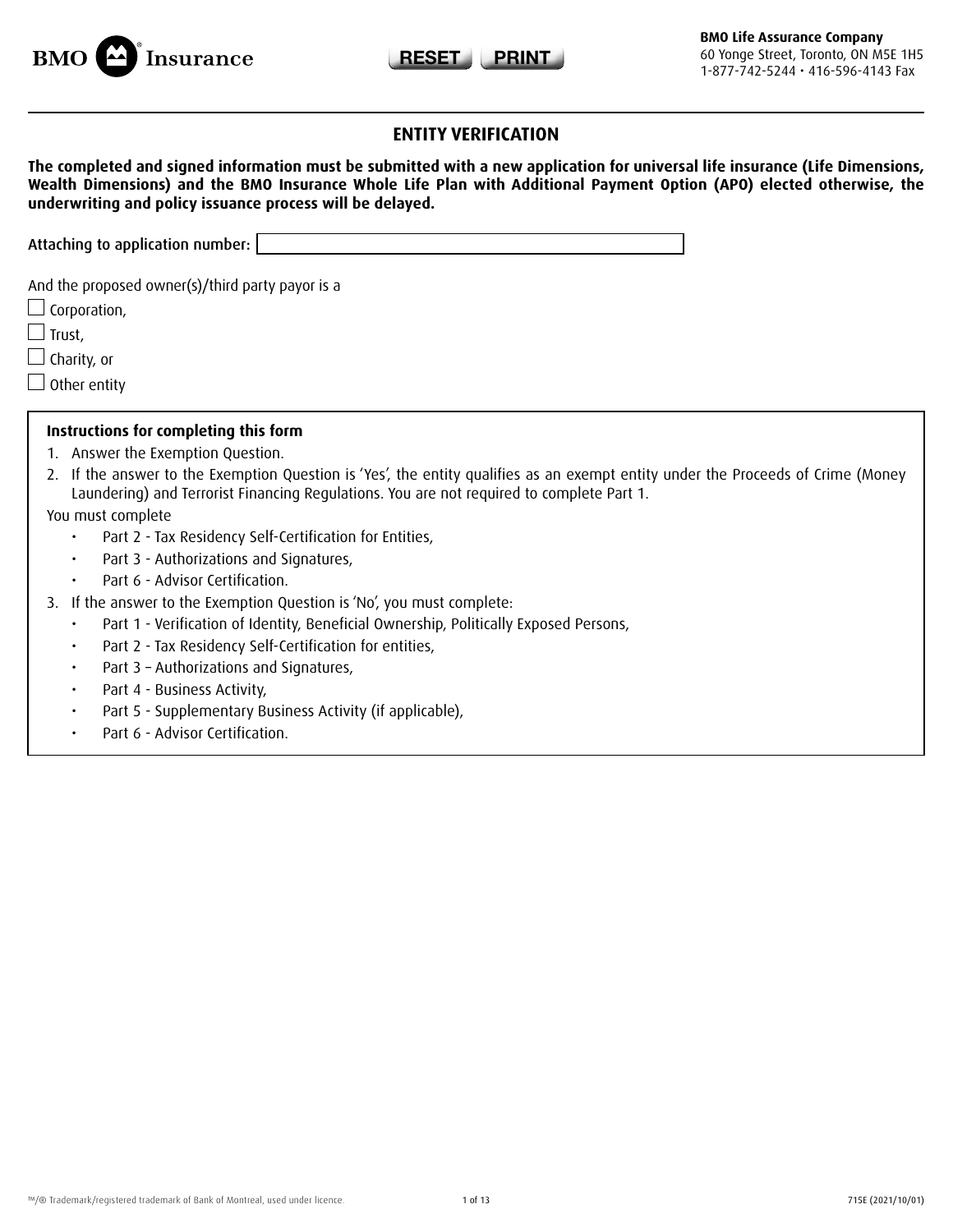BMO Insurance

**BMO Life Assurance Company**
60 Yonge Street, Toronto, ON M5E 1H5
1-877-742-5244 • 416-596-4143 Fax

## ENTITY VERIFICATION

**The completed and signed information must be submitted with a new application for universal life insurance (Life Dimensions, Wealth Dimensions) and the BMO Insurance Whole Life Plan with Additional Payment Option (APO) elected otherwise, the underwriting and policy issuance process will be delayed.**

Attaching to application number: ____________________

And the proposed owner(s)/third party payor is a

- ☐ Corporation,
- ☐ Trust,
- ☐ Charity, or
- ☐ Other entity

**Instructions for completing this form**

1. Answer the Exemption Question.
2. If the answer to the Exemption Question is 'Yes', the entity qualifies as an exempt entity under the Proceeds of Crime (Money Laundering) and Terrorist Financing Regulations. You are not required to complete Part 1.

You must complete

- Part 2 - Tax Residency Self-Certification for Entities,
- Part 3 - Authorizations and Signatures,
- Part 6 - Advisor Certification.

3. If the answer to the Exemption Question is 'No', you must complete:
   - Part 1 - Verification of Identity, Beneficial Ownership, Politically Exposed Persons,
   - Part 2 - Tax Residency Self-Certification for entities,
   - Part 3 – Authorizations and Signatures,
   - Part 4 - Business Activity,
   - Part 5 - Supplementary Business Activity (if applicable),
   - Part 6 - Advisor Certification.

™/® Trademark/registered trademark of Bank of Montreal, used under licence. 715E (2021/10/01)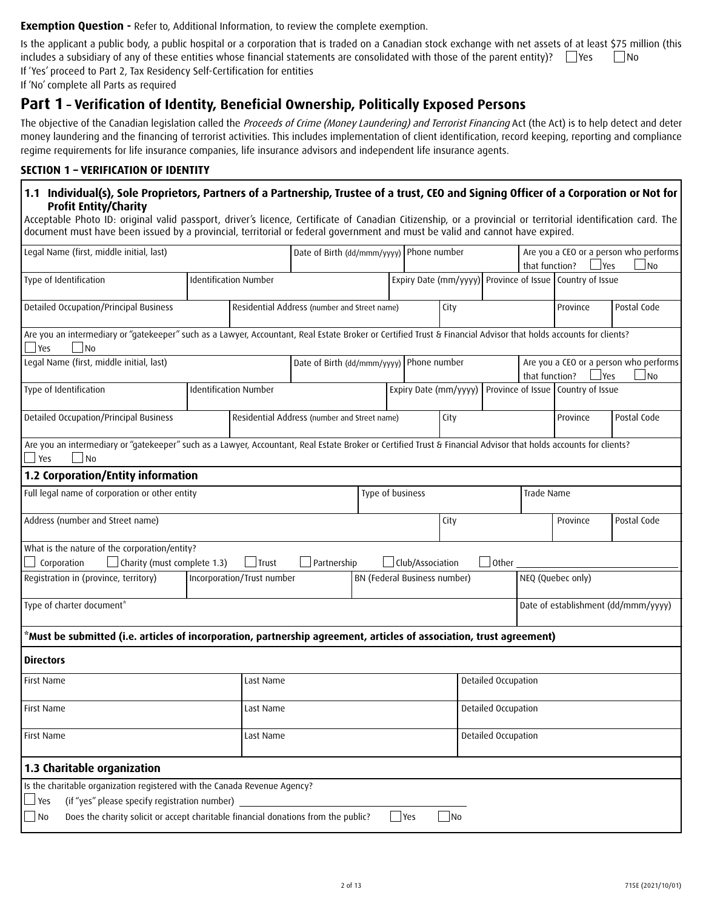**Exemption Question -** Refer to, Additional Information, to review the complete exemption.

Is the applicant a public body, a public hospital or a corporation that is traded on a Canadian stock exchange with net assets of at least $75 million (this includes a subsidiary of any of these entities whose financial statements are consolidated with those of the parent entity)? ☐ Yes ☐ No

If 'Yes' proceed to Part 2, Tax Residency Self-Certification for entities

If 'No' complete all Parts as required

# Part 1 – Verification of Identity, Beneficial Ownership, Politically Exposed Persons

The objective of the Canadian legislation called the *Proceeds of Crime (Money Laundering) and Terrorist Financing* Act (the Act) is to help detect and deter money laundering and the financing of terrorist activities. This includes implementation of client identification, record keeping, reporting and compliance regime requirements for life insurance companies, life insurance advisors and independent life insurance agents.

## SECTION 1 – VERIFICATION OF IDENTITY

### 1.1 Individual(s), Sole Proprietors, Partners of a Partnership, Trustee of a trust, CEO and Signing Officer of a Corporation or Not for Profit Entity/Charity

Acceptable Photo ID: original valid passport, driver's licence, Certificate of Canadian Citizenship, or a provincial or territorial identification card. The document must have been issued by a provincial, territorial or federal government and must be valid and cannot have expired.

| Legal Name (first, middle initial, last) | Date of Birth (dd/mmm/yyyy) | Phone number | Are you a CEO or a person who performs that function? ☐ Yes ☐ No |
|---|---|---|---|
| | | | |

| Type of Identification | Identification Number | Expiry Date (mm/yyyy) | Province of Issue | Country of Issue |
|---|---|---|---|---|
| | | | | |

| Detailed Occupation/Principal Business | Residential Address (number and Street name) | City | Province | Postal Code |
|---|---|---|---|---|
| | | | | |

Are you an intermediary or "gatekeeper" such as a Lawyer, Accountant, Real Estate Broker or Certified Trust & Financial Advisor that holds accounts for clients?
☐ Yes ☐ No

| Legal Name (first, middle initial, last) | Date of Birth (dd/mmm/yyyy) | Phone number | Are you a CEO or a person who performs that function? ☐ Yes ☐ No |
|---|---|---|---|
| | | | |

| Type of Identification | Identification Number | Expiry Date (mm/yyyy) | Province of Issue | Country of Issue |
|---|---|---|---|---|
| | | | | |

| Detailed Occupation/Principal Business | Residential Address (number and Street name) | City | Province | Postal Code |
|---|---|---|---|---|
| | | | | |

Are you an intermediary or "gatekeeper" such as a Lawyer, Accountant, Real Estate Broker or Certified Trust & Financial Advisor that holds accounts for clients?
☐ Yes ☐ No

### 1.2 Corporation/Entity information

| Full legal name of corporation or other entity | Type of business | Trade Name |
|---|---|---|
| | | |

| Address (number and Street name) | City | Province | Postal Code |
|---|---|---|---|
| | | | |

What is the nature of the corporation/entity?
☐ Corporation ☐ Charity (must complete 1.3) ☐ Trust ☐ Partnership ☐ Club/Association ☐ Other ____________

| Registration in (province, territory) | Incorporation/Trust number | BN (Federal Business number) | NEQ (Quebec only) |
|---|---|---|---|
| | | | |

| Type of charter document* | Date of establishment (dd/mmm/yyyy) |
|---|---|
| | |

**\*Must be submitted (i.e. articles of incorporation, partnership agreement, articles of association, trust agreement)**

**Directors**

| First Name | Last Name | Detailed Occupation |
|---|---|---|
| | | |
| | | |
| | | |

### 1.3 Charitable organization

Is the charitable organization registered with the Canada Revenue Agency?

☐ Yes (if "yes" please specify registration number) ____________________

☐ No Does the charity solicit or accept charitable financial donations from the public? ☐ Yes ☐ No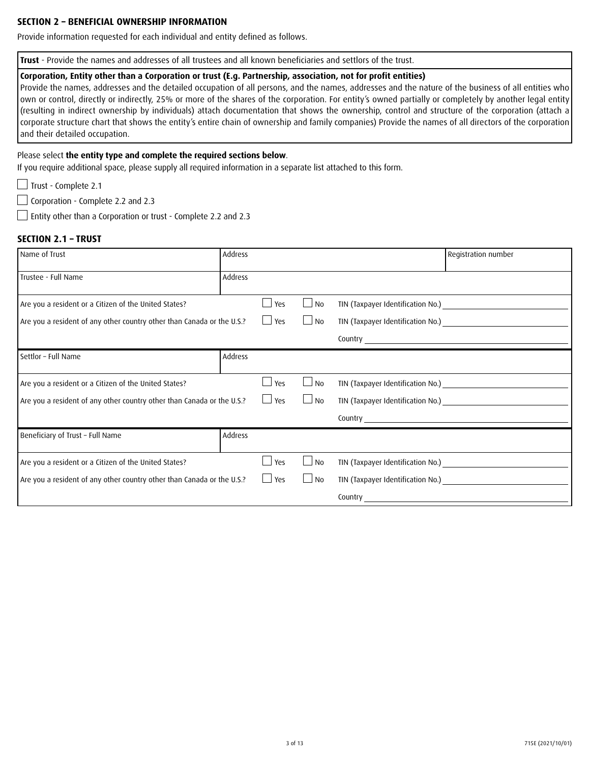## SECTION 2 – BENEFICIAL OWNERSHIP INFORMATION

Provide information requested for each individual and entity defined as follows.

**Trust** - Provide the names and addresses of all trustees and all known beneficiaries and settlors of the trust.

**Corporation, Entity other than a Corporation or trust (E.g. Partnership, association, not for profit entities)**
Provide the names, addresses and the detailed occupation of all persons, and the names, addresses and the nature of the business of all entities who own or control, directly or indirectly, 25% or more of the shares of the corporation. For entity's owned partially or completely by another legal entity (resulting in indirect ownership by individuals) attach documentation that shows the ownership, control and structure of the corporation (attach a corporate structure chart that shows the entity's entire chain of ownership and family companies) Provide the names of all directors of the corporation and their detailed occupation.

Please select **the entity type and complete the required sections below**.
If you require additional space, please supply all required information in a separate list attached to this form.

- ☐ Trust - Complete 2.1
- ☐ Corporation - Complete 2.2 and 2.3
- ☐ Entity other than a Corporation or trust - Complete 2.2 and 2.3

### SECTION 2.1 – TRUST

| Name of Trust | Address | Registration number |
|---|---|---|
| | | |

| Trustee - Full Name | Address |
|---|---|
| | |

Are you a resident or a Citizen of the United States? ☐ Yes ☐ No TIN (Taxpayer Identification No.) ____________

Are you a resident of any other country other than Canada or the U.S.? ☐ Yes ☐ No TIN (Taxpayer Identification No.) ____________

Country ____________

| Settlor – Full Name | Address |
|---|---|
| | |

Are you a resident or a Citizen of the United States? ☐ Yes ☐ No TIN (Taxpayer Identification No.) ____________

Are you a resident of any other country other than Canada or the U.S.? ☐ Yes ☐ No TIN (Taxpayer Identification No.) ____________

Country ____________

| Beneficiary of Trust – Full Name | Address |
|---|---|
| | |

Are you a resident or a Citizen of the United States? ☐ Yes ☐ No TIN (Taxpayer Identification No.) ____________

Are you a resident of any other country other than Canada or the U.S.? ☐ Yes ☐ No TIN (Taxpayer Identification No.) ____________

Country ____________

715E (2021/10/01)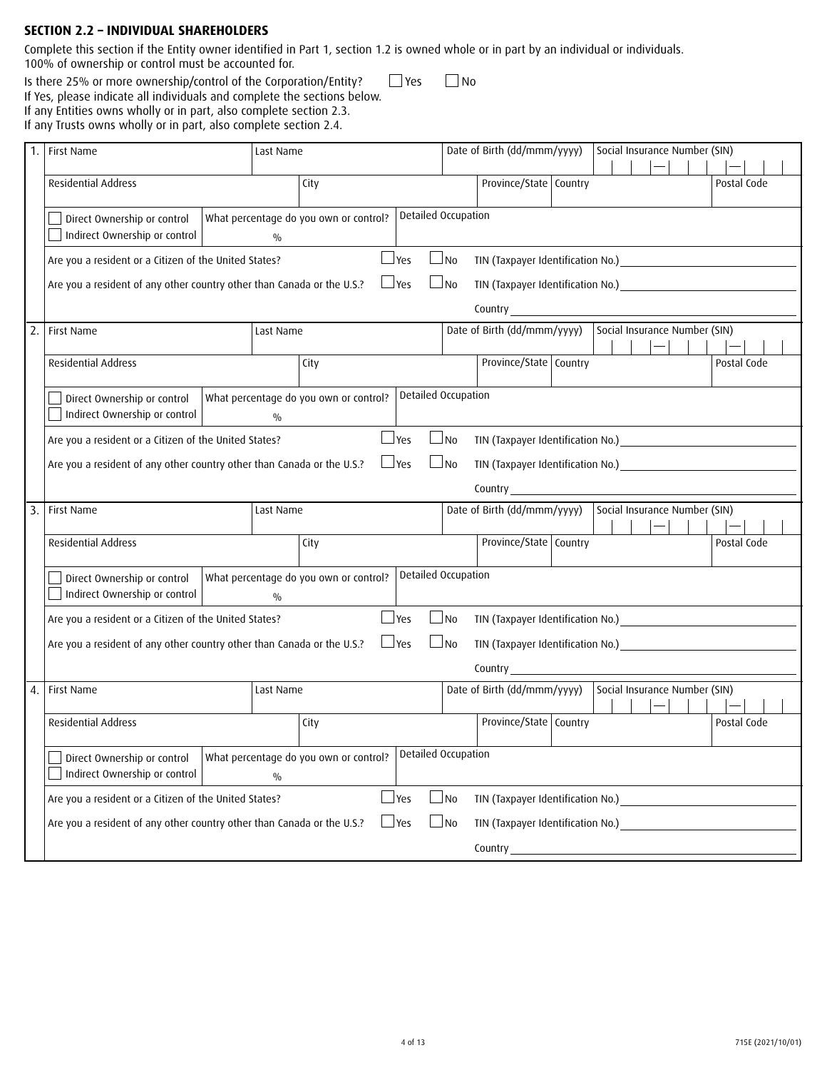## SECTION 2.2 – INDIVIDUAL SHAREHOLDERS

Complete this section if the Entity owner identified in Part 1, section 1.2 is owned whole or in part by an individual or individuals.
100% of ownership or control must be accounted for.

Is there 25% or more ownership/control of the Corporation/Entity? ☐ Yes ☐ No

If Yes, please indicate all individuals and complete the sections below.
If any Entities owns wholly or in part, also complete section 2.3.
If any Trusts owns wholly or in part, also complete section 2.4.

| # | | | | | | |
|---|---|---|---|---|---|---|
| 1. | First Name | Last Name | | Date of Birth (dd/mmm/yyyy) | Social Insurance Number (SIN) | |
| | Residential Address | | City | Province/State | Country | Postal Code |
| | ☐ Direct Ownership or control ☐ Indirect Ownership or control | What percentage do you own or control? % | Detailed Occupation | | | |
| | Are you a resident or a Citizen of the United States? | | ☐ Yes ☐ No | TIN (Taxpayer Identification No.) | | |
| | Are you a resident of any other country other than Canada or the U.S.? | | ☐ Yes ☐ No | TIN (Taxpayer Identification No.) | | |
| | | | | Country | | |
| 2. | First Name | Last Name | | Date of Birth (dd/mmm/yyyy) | Social Insurance Number (SIN) | |
| | Residential Address | | City | Province/State | Country | Postal Code |
| | ☐ Direct Ownership or control ☐ Indirect Ownership or control | What percentage do you own or control? % | Detailed Occupation | | | |
| | Are you a resident or a Citizen of the United States? | | ☐ Yes ☐ No | TIN (Taxpayer Identification No.) | | |
| | Are you a resident of any other country other than Canada or the U.S.? | | ☐ Yes ☐ No | TIN (Taxpayer Identification No.) | | |
| | | | | Country | | |
| 3. | First Name | Last Name | | Date of Birth (dd/mmm/yyyy) | Social Insurance Number (SIN) | |
| | Residential Address | | City | Province/State | Country | Postal Code |
| | ☐ Direct Ownership or control ☐ Indirect Ownership or control | What percentage do you own or control? % | Detailed Occupation | | | |
| | Are you a resident or a Citizen of the United States? | | ☐ Yes ☐ No | TIN (Taxpayer Identification No.) | | |
| | Are you a resident of any other country other than Canada or the U.S.? | | ☐ Yes ☐ No | TIN (Taxpayer Identification No.) | | |
| | | | | Country | | |
| 4. | First Name | Last Name | | Date of Birth (dd/mmm/yyyy) | Social Insurance Number (SIN) | |
| | Residential Address | | City | Province/State | Country | Postal Code |
| | ☐ Direct Ownership or control ☐ Indirect Ownership or control | What percentage do you own or control? % | Detailed Occupation | | | |
| | Are you a resident or a Citizen of the United States? | | ☐ Yes ☐ No | TIN (Taxpayer Identification No.) | | |
| | Are you a resident of any other country other than Canada or the U.S.? | | ☐ Yes ☐ No | TIN (Taxpayer Identification No.) | | |
| | | | | Country | | |

715E (2021/10/01)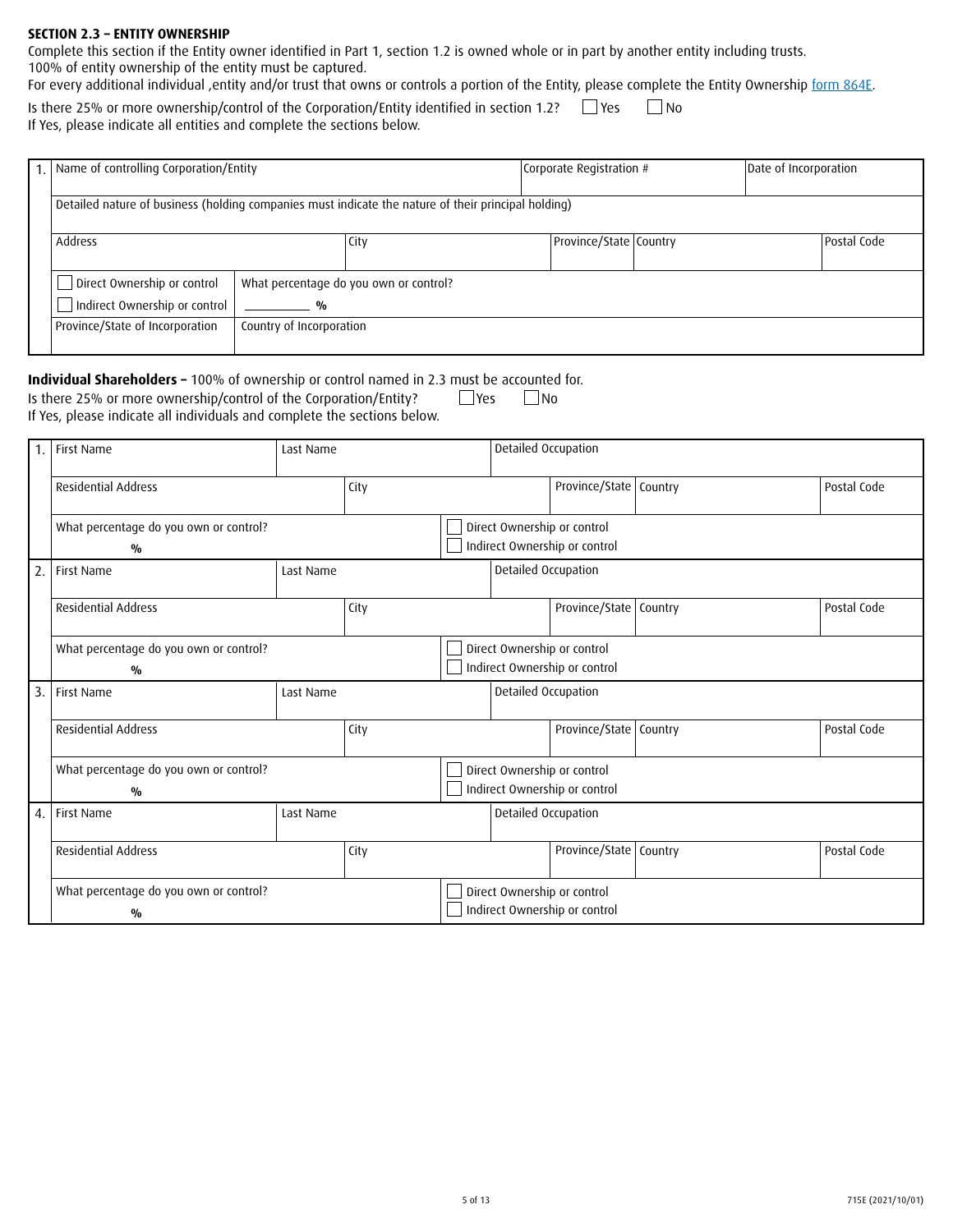**SECTION 2.3 – ENTITY OWNERSHIP**

Complete this section if the Entity owner identified in Part 1, section 1.2 is owned whole or in part by another entity including trusts.
100% of entity ownership of the entity must be captured.
For every additional individual ,entity and/or trust that owns or controls a portion of the Entity, please complete the Entity Ownership form 864E.

Is there 25% or more ownership/control of the Corporation/Entity identified in section 1.2? ☐ Yes ☐ No
If Yes, please indicate all entities and complete the sections below.

| 1. | Name of controlling Corporation/Entity | | Corporate Registration # | | Date of Incorporation |
|---|---|---|---|---|---|
| | Detailed nature of business (holding companies must indicate the nature of their principal holding) | | | | |
| | Address | City | Province/State | Country | Postal Code |
| | ☐ Direct Ownership or control<br>☐ Indirect Ownership or control | What percentage do you own or control?<br>_________ % | | | |
| | Province/State of Incorporation | Country of Incorporation | | | |

**Individual Shareholders –** 100% of ownership or control named in 2.3 must be accounted for.
Is there 25% or more ownership/control of the Corporation/Entity? ☐ Yes ☐ No
If Yes, please indicate all individuals and complete the sections below.

| # | | | | | |
|---|---|---|---|---|---|
| 1. | First Name | Last Name | Detailed Occupation | | |
| | Residential Address | City | Province/State | Country | Postal Code |
| | What percentage do you own or control?<br>% | ☐ Direct Ownership or control<br>☐ Indirect Ownership or control | | | |
| 2. | First Name | Last Name | Detailed Occupation | | |
| | Residential Address | City | Province/State | Country | Postal Code |
| | What percentage do you own or control?<br>% | ☐ Direct Ownership or control<br>☐ Indirect Ownership or control | | | |
| 3. | First Name | Last Name | Detailed Occupation | | |
| | Residential Address | City | Province/State | Country | Postal Code |
| | What percentage do you own or control?<br>% | ☐ Direct Ownership or control<br>☐ Indirect Ownership or control | | | |
| 4. | First Name | Last Name | Detailed Occupation | | |
| | Residential Address | City | Province/State | Country | Postal Code |
| | What percentage do you own or control?<br>% | ☐ Direct Ownership or control<br>☐ Indirect Ownership or control | | | |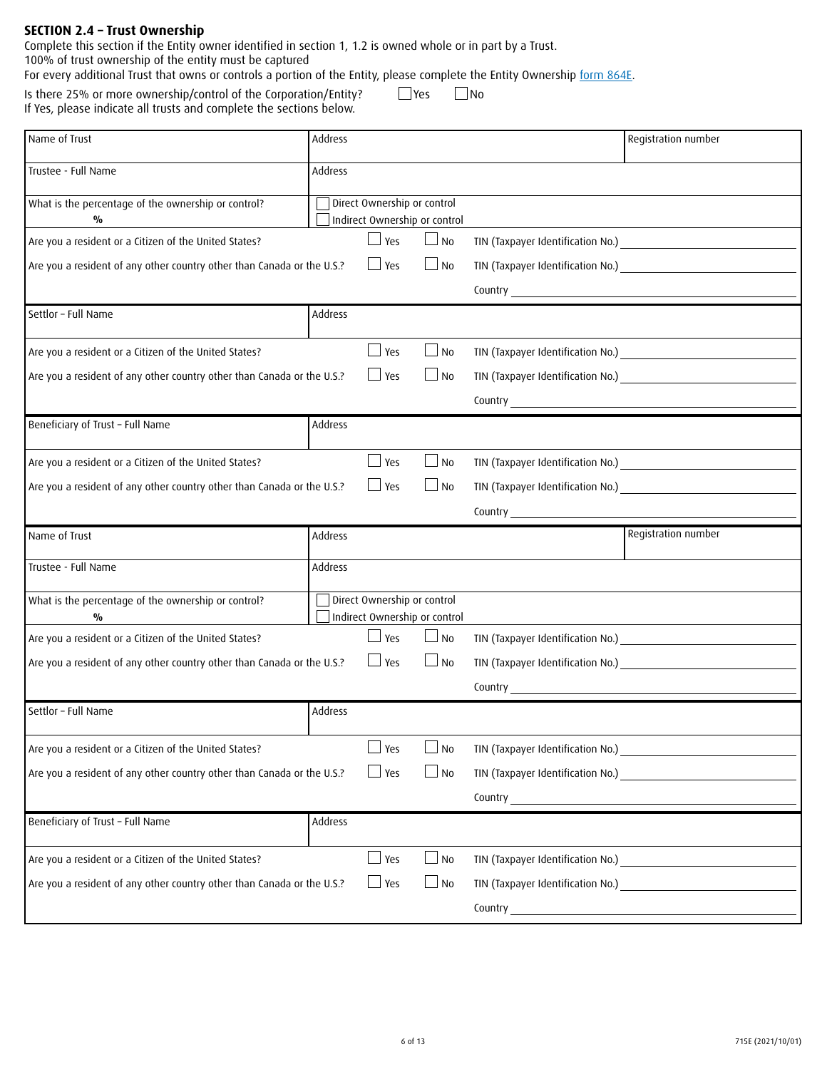## SECTION 2.4 – Trust Ownership

Complete this section if the Entity owner identified in section 1, 1.2 is owned whole or in part by a Trust.
100% of trust ownership of the entity must be captured
For every additional Trust that owns or controls a portion of the Entity, please complete the Entity Ownership form 864E.

Is there 25% or more ownership/control of the Corporation/Entity? ☐ Yes ☐ No
If Yes, please indicate all trusts and complete the sections below.

| Name of Trust | Address | | | Registration number |
|---|---|---|---|---|
| Trustee - Full Name | Address | | | |
| What is the percentage of the ownership or control? % | ☐ Direct Ownership or control<br>☐ Indirect Ownership or control | | | |
| Are you a resident or a Citizen of the United States? | ☐ Yes | ☐ No | TIN (Taxpayer Identification No.) ______ | |
| Are you a resident of any other country other than Canada or the U.S.? | ☐ Yes | ☐ No | TIN (Taxpayer Identification No.) ______<br>Country ______ | |
| Settlor – Full Name | Address | | | |
| Are you a resident or a Citizen of the United States? | ☐ Yes | ☐ No | TIN (Taxpayer Identification No.) ______ | |
| Are you a resident of any other country other than Canada or the U.S.? | ☐ Yes | ☐ No | TIN (Taxpayer Identification No.) ______<br>Country ______ | |
| Beneficiary of Trust – Full Name | Address | | | |
| Are you a resident or a Citizen of the United States? | ☐ Yes | ☐ No | TIN (Taxpayer Identification No.) ______ | |
| Are you a resident of any other country other than Canada or the U.S.? | ☐ Yes | ☐ No | TIN (Taxpayer Identification No.) ______<br>Country ______ | |

| Name of Trust | Address | | | Registration number |
|---|---|---|---|---|
| Trustee - Full Name | Address | | | |
| What is the percentage of the ownership or control? % | ☐ Direct Ownership or control<br>☐ Indirect Ownership or control | | | |
| Are you a resident or a Citizen of the United States? | ☐ Yes | ☐ No | TIN (Taxpayer Identification No.) ______ | |
| Are you a resident of any other country other than Canada or the U.S.? | ☐ Yes | ☐ No | TIN (Taxpayer Identification No.) ______<br>Country ______ | |
| Settlor – Full Name | Address | | | |
| Are you a resident or a Citizen of the United States? | ☐ Yes | ☐ No | TIN (Taxpayer Identification No.) ______ | |
| Are you a resident of any other country other than Canada or the U.S.? | ☐ Yes | ☐ No | TIN (Taxpayer Identification No.) ______<br>Country ______ | |
| Beneficiary of Trust – Full Name | Address | | | |
| Are you a resident or a Citizen of the United States? | ☐ Yes | ☐ No | TIN (Taxpayer Identification No.) ______ | |
| Are you a resident of any other country other than Canada or the U.S.? | ☐ Yes | ☐ No | TIN (Taxpayer Identification No.) ______<br>Country ______ | |

715E (2021/10/01)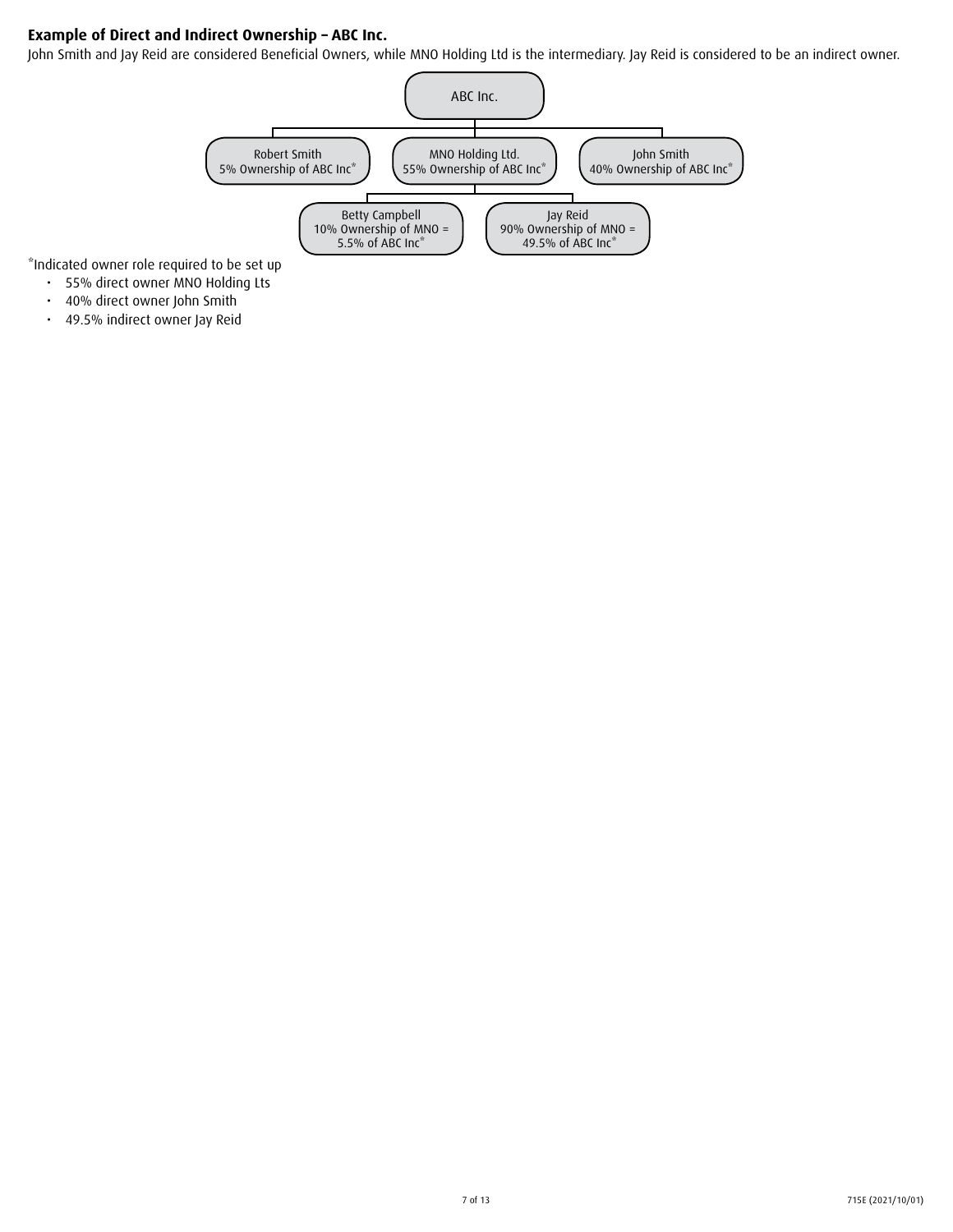**Example of Direct and Indirect Ownership – ABC Inc.**

John Smith and Jay Reid are considered Beneficial Owners, while MNO Holding Ltd is the intermediary. Jay Reid is considered to be an indirect owner.

- ABC Inc.
  - Robert Smith — 5% Ownership of ABC Inc*
  - MNO Holding Ltd. — 55% Ownership of ABC Inc*
    - Betty Campbell — 10% Ownership of MNO = 5.5% of ABC Inc*
    - Jay Reid — 90% Ownership of MNO = 49.5% of ABC Inc*
  - John Smith — 40% Ownership of ABC Inc*

*Indicated owner role required to be set up

- 55% direct owner MNO Holding Lts
- 40% direct owner John Smith
- 49.5% indirect owner Jay Reid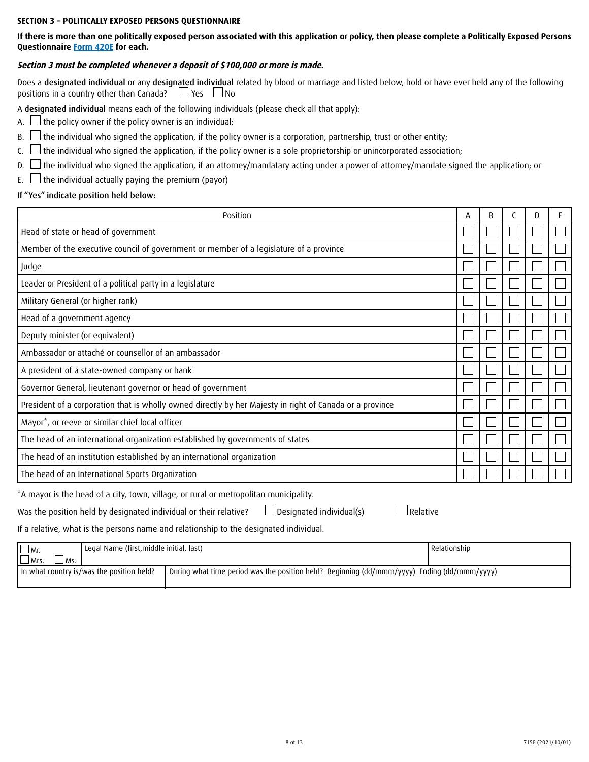**SECTION 3 – POLITICALLY EXPOSED PERSONS QUESTIONNAIRE**

**If there is more than one politically exposed person associated with this application or policy, then please complete a Politically Exposed Persons Questionnaire Form 420E for each.**

***Section 3 must be completed whenever a deposit of $100,000 or more is made.***

Does a **designated individual** or any **designated individual** related by blood or marriage and listed below, hold or have ever held any of the following positions in a country other than Canada? ☐ Yes ☐ No

A **designated individual** means each of the following individuals (please check all that apply):

A. ☐ the policy owner if the policy owner is an individual;

B. ☐ the individual who signed the application, if the policy owner is a corporation, partnership, trust or other entity;

C. ☐ the individual who signed the application, if the policy owner is a sole proprietorship or unincorporated association;

D. ☐ the individual who signed the application, if an attorney/mandatary acting under a power of attorney/mandate signed the application; or

E. ☐ the individual actually paying the premium (payor)

**If "Yes" indicate position held below:**

| Position | A | B | C | D | E |
|---|---|---|---|---|---|
| Head of state or head of government | ☐ | ☐ | ☐ | ☐ | ☐ |
| Member of the executive council of government or member of a legislature of a province | ☐ | ☐ | ☐ | ☐ | ☐ |
| Judge | ☐ | ☐ | ☐ | ☐ | ☐ |
| Leader or President of a political party in a legislature | ☐ | ☐ | ☐ | ☐ | ☐ |
| Military General (or higher rank) | ☐ | ☐ | ☐ | ☐ | ☐ |
| Head of a government agency | ☐ | ☐ | ☐ | ☐ | ☐ |
| Deputy minister (or equivalent) | ☐ | ☐ | ☐ | ☐ | ☐ |
| Ambassador or attaché or counsellor of an ambassador | ☐ | ☐ | ☐ | ☐ | ☐ |
| A president of a state-owned company or bank | ☐ | ☐ | ☐ | ☐ | ☐ |
| Governor General, lieutenant governor or head of government | ☐ | ☐ | ☐ | ☐ | ☐ |
| President of a corporation that is wholly owned directly by her Majesty in right of Canada or a province | ☐ | ☐ | ☐ | ☐ | ☐ |
| Mayor*, or reeve or similar chief local officer | ☐ | ☐ | ☐ | ☐ | ☐ |
| The head of an international organization established by governments of states | ☐ | ☐ | ☐ | ☐ | ☐ |
| The head of an institution established by an international organization | ☐ | ☐ | ☐ | ☐ | ☐ |
| The head of an International Sports Organization | ☐ | ☐ | ☐ | ☐ | ☐ |

*A mayor is the head of a city, town, village, or rural or metropolitan municipality.

Was the position held by designated individual or their relative? ☐ Designated individual(s) ☐ Relative

If a relative, what is the persons name and relationship to the designated individual.

| ☐ Mr. ☐ Mrs. ☐ Ms. | Legal Name (first, middle initial, last) | Relationship |
|---|---|---|
| In what country is/was the position held? | During what time period was the position held? Beginning (dd/mmm/yyyy) Ending (dd/mmm/yyyy) | |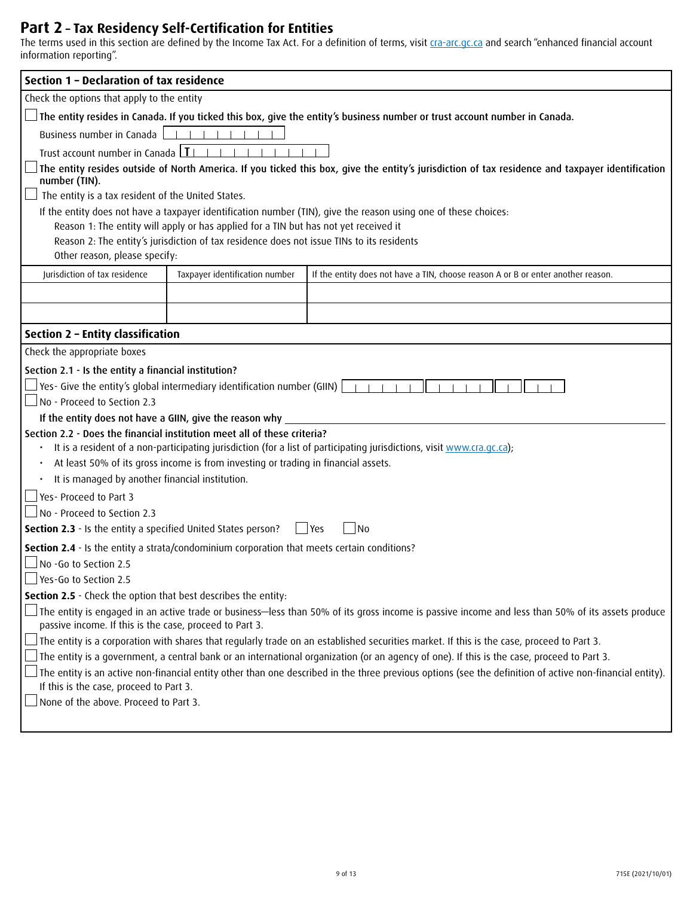# Part 2 – Tax Residency Self-Certification for Entities

The terms used in this section are defined by the Income Tax Act. For a definition of terms, visit cra-arc.gc.ca and search "enhanced financial account information reporting".

## Section 1 – Declaration of tax residence

Check the options that apply to the entity

☐ **The entity resides in Canada. If you ticked this box, give the entity's business number or trust account number in Canada.**

Business number in Canada ☐☐☐☐☐☐☐☐☐

Trust account number in Canada T☐☐☐☐☐☐☐☐☐☐☐

☐ **The entity resides outside of North America. If you ticked this box, give the entity's jurisdiction of tax residence and taxpayer identification number (TIN).**

☐ The entity is a tax resident of the United States.

If the entity does not have a taxpayer identification number (TIN), give the reason using one of these choices:

Reason 1: The entity will apply or has applied for a TIN but has not yet received it

Reason 2: The entity's jurisdiction of tax residence does not issue TINs to its residents

Other reason, please specify:

| Jurisdiction of tax residence | Taxpayer identification number | If the entity does not have a TIN, choose reason A or B or enter another reason. |
|---|---|---|
| | | |
| | | |

## Section 2 – Entity classification

Check the appropriate boxes

**Section 2.1 - Is the entity a financial institution?**

☐ Yes- Give the entity's global intermediary identification number (GIIN) ☐☐☐☐☐☐ ☐☐☐☐☐ ☐☐ ☐☐☐

☐ No - Proceed to Section 2.3

**If the entity does not have a GIIN, give the reason why** \_\_\_\_\_\_\_\_\_\_\_\_\_\_\_\_\_\_\_\_

**Section 2.2 - Does the financial institution meet all of these criteria?**

- It is a resident of a non-participating jurisdiction (for a list of participating jurisdictions, visit www.cra.gc.ca);
- At least 50% of its gross income is from investing or trading in financial assets.
- It is managed by another financial institution.

☐ Yes- Proceed to Part 3

☐ No - Proceed to Section 2.3

**Section 2.3** - Is the entity a specified United States person? ☐ Yes ☐ No

**Section 2.4** - Is the entity a strata/condominium corporation that meets certain conditions?

☐ No -Go to Section 2.5

☐ Yes-Go to Section 2.5

**Section 2.5** - Check the option that best describes the entity:

☐ The entity is engaged in an active trade or business—less than 50% of its gross income is passive income and less than 50% of its assets produce passive income. If this is the case, proceed to Part 3.

☐ The entity is a corporation with shares that regularly trade on an established securities market. If this is the case, proceed to Part 3.

☐ The entity is a government, a central bank or an international organization (or an agency of one). If this is the case, proceed to Part 3.

☐ The entity is an active non-financial entity other than one described in the three previous options (see the definition of active non-financial entity). If this is the case, proceed to Part 3.

☐ None of the above. Proceed to Part 3.

715E (2021/10/01)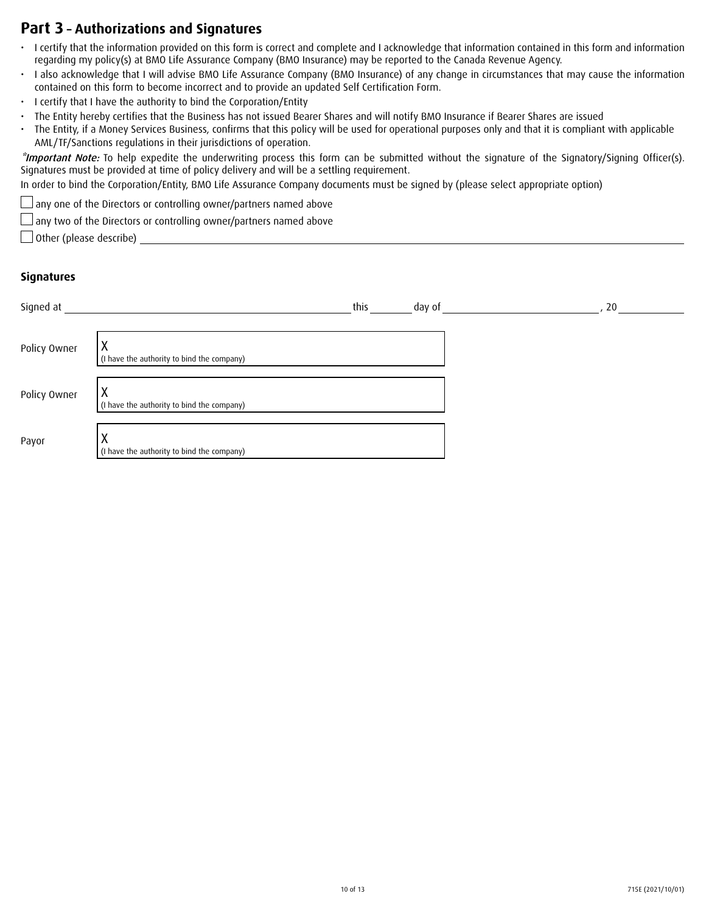## Part 3 – Authorizations and Signatures

- I certify that the information provided on this form is correct and complete and I acknowledge that information contained in this form and information regarding my policy(s) at BMO Life Assurance Company (BMO Insurance) may be reported to the Canada Revenue Agency.
- I also acknowledge that I will advise BMO Life Assurance Company (BMO Insurance) of any change in circumstances that may cause the information contained on this form to become incorrect and to provide an updated Self Certification Form.
- I certify that I have the authority to bind the Corporation/Entity
- The Entity hereby certifies that the Business has not issued Bearer Shares and will notify BMO Insurance if Bearer Shares are issued
- The Entity, if a Money Services Business, confirms that this policy will be used for operational purposes only and that it is compliant with applicable AML/TF/Sanctions regulations in their jurisdictions of operation.

**Important Note:* To help expedite the underwriting process this form can be submitted without the signature of the Signatory/Signing Officer(s). Signatures must be provided at time of policy delivery and will be a settling requirement.

In order to bind the Corporation/Entity, BMO Life Assurance Company documents must be signed by (please select appropriate option)

☐ any one of the Directors or controlling owner/partners named above

☐ any two of the Directors or controlling owner/partners named above

☐ Other (please describe) ____________________

### Signatures

Signed at ____________________ this ______ day of ____________________, 20 ______

Policy Owner X ____________________
(I have the authority to bind the company)

Policy Owner X ____________________
(I have the authority to bind the company)

Payor X ____________________
(I have the authority to bind the company)

715E (2021/10/01)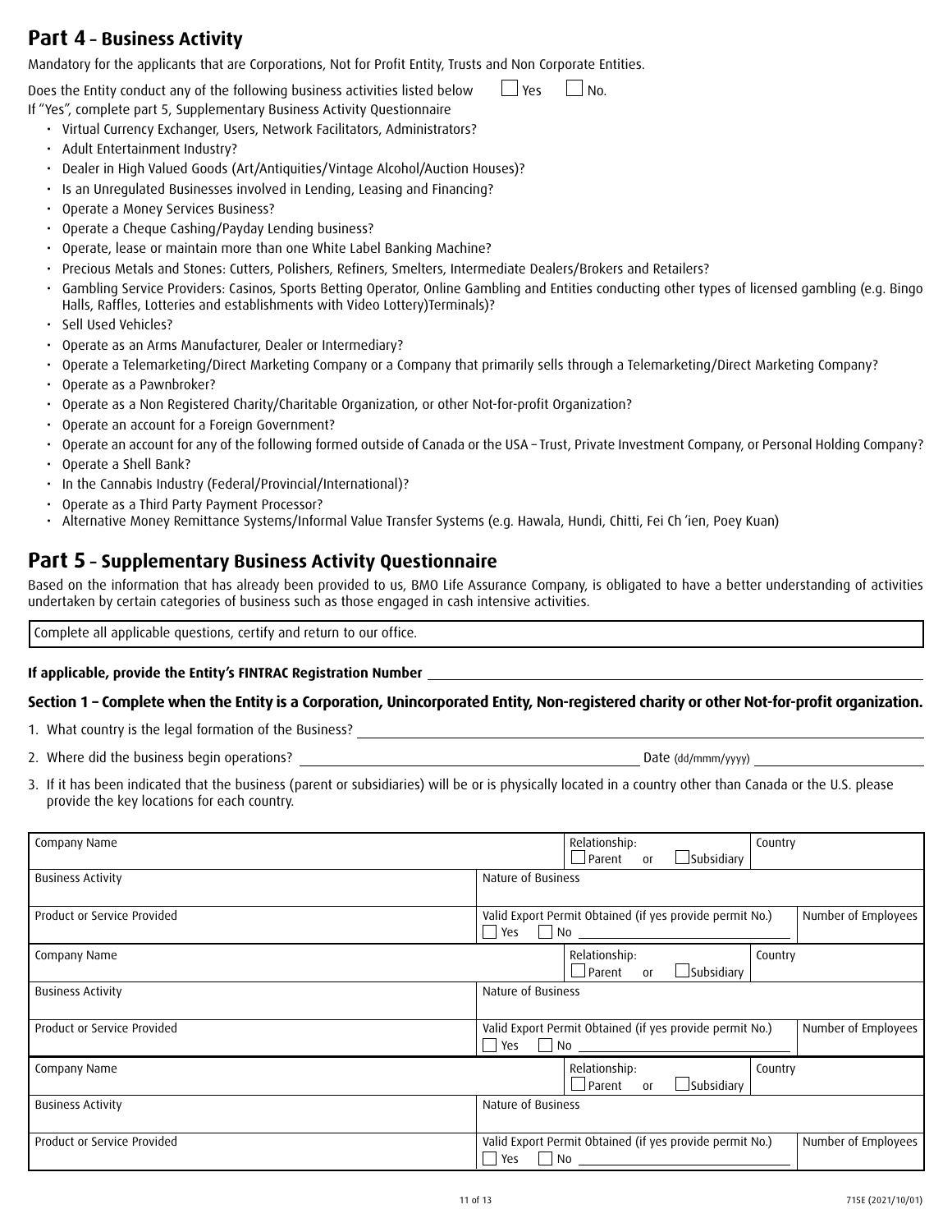## Part 4 – Business Activity

Mandatory for the applicants that are Corporations, Not for Profit Entity, Trusts and Non Corporate Entities.

Does the Entity conduct any of the following business activities listed below ☐ Yes ☐ No.

If "Yes", complete part 5, Supplementary Business Activity Questionnaire

- Virtual Currency Exchanger, Users, Network Facilitators, Administrators?
- Adult Entertainment Industry?
- Dealer in High Valued Goods (Art/Antiquities/Vintage Alcohol/Auction Houses)?
- Is an Unregulated Businesses involved in Lending, Leasing and Financing?
- Operate a Money Services Business?
- Operate a Cheque Cashing/Payday Lending business?
- Operate, lease or maintain more than one White Label Banking Machine?
- Precious Metals and Stones: Cutters, Polishers, Refiners, Smelters, Intermediate Dealers/Brokers and Retailers?
- Gambling Service Providers: Casinos, Sports Betting Operator, Online Gambling and Entities conducting other types of licensed gambling (e.g. Bingo Halls, Raffles, Lotteries and establishments with Video Lottery)Terminals)?
- Sell Used Vehicles?
- Operate as an Arms Manufacturer, Dealer or Intermediary?
- Operate a Telemarketing/Direct Marketing Company or a Company that primarily sells through a Telemarketing/Direct Marketing Company?
- Operate as a Pawnbroker?
- Operate as a Non Registered Charity/Charitable Organization, or other Not-for-profit Organization?
- Operate an account for a Foreign Government?
- Operate an account for any of the following formed outside of Canada or the USA – Trust, Private Investment Company, or Personal Holding Company?
- Operate a Shell Bank?
- In the Cannabis Industry (Federal/Provincial/International)?
- Operate as a Third Party Payment Processor?
- Alternative Money Remittance Systems/Informal Value Transfer Systems (e.g. Hawala, Hundi, Chitti, Fei Ch 'ien, Poey Kuan)

## Part 5 – Supplementary Business Activity Questionnaire

Based on the information that has already been provided to us, BMO Life Assurance Company, is obligated to have a better understanding of activities undertaken by certain categories of business such as those engaged in cash intensive activities.

Complete all applicable questions, certify and return to our office.

**If applicable, provide the Entity's FINTRAC Registration Number** ______________________

**Section 1 – Complete when the Entity is a Corporation, Unincorporated Entity, Non-registered charity or other Not-for-profit organization.**

1. What country is the legal formation of the Business? ______________________
2. Where did the business begin operations? ______________________ Date (dd/mmm/yyyy) ______________
3. If it has been indicated that the business (parent or subsidiaries) will be or is physically located in a country other than Canada or the U.S. please provide the key locations for each country.

| Company Name | | Relationship: ☐ Parent or ☐ Subsidiary | Country |
|---|---|---|---|
| Business Activity | Nature of Business | | |
| Product or Service Provided | Valid Export Permit Obtained (if yes provide permit No.) ☐ Yes ☐ No ______ | | Number of Employees |
| Company Name | | Relationship: ☐ Parent or ☐ Subsidiary | Country |
| Business Activity | Nature of Business | | |
| Product or Service Provided | Valid Export Permit Obtained (if yes provide permit No.) ☐ Yes ☐ No ______ | | Number of Employees |
| Company Name | | Relationship: ☐ Parent or ☐ Subsidiary | Country |
| Business Activity | Nature of Business | | |
| Product or Service Provided | Valid Export Permit Obtained (if yes provide permit No.) ☐ Yes ☐ No ______ | | Number of Employees |

715E (2021/10/01)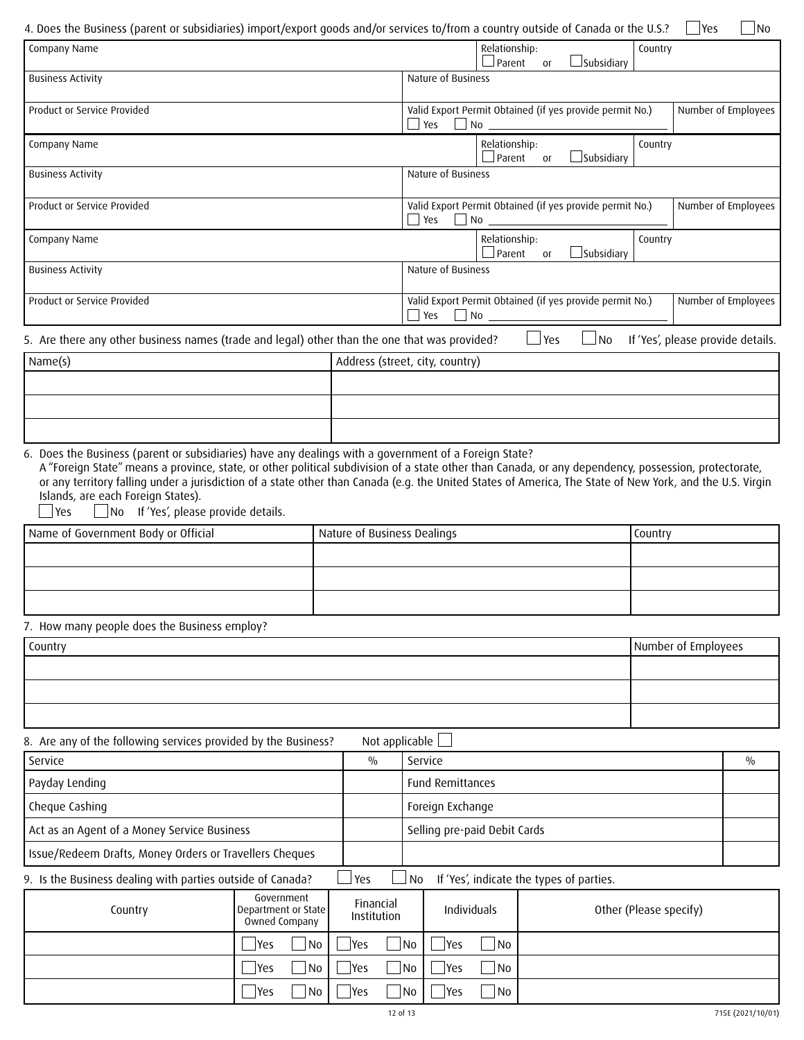4. Does the Business (parent or subsidiaries) import/export goods and/or services to/from a country outside of Canada or the U.S.? ☐ Yes ☐ No

| Company Name | | Relationship: ☐ Parent or ☐ Subsidiary | Country |
|---|---|---|---|
| Business Activity | Nature of Business | | |
| Product or Service Provided | Valid Export Permit Obtained (if yes provide permit No.) ☐ Yes ☐ No ______ | | Number of Employees |
| Company Name | | Relationship: ☐ Parent or ☐ Subsidiary | Country |
| Business Activity | Nature of Business | | |
| Product or Service Provided | Valid Export Permit Obtained (if yes provide permit No.) ☐ Yes ☐ No ______ | | Number of Employees |
| Company Name | | Relationship: ☐ Parent or ☐ Subsidiary | Country |
| Business Activity | Nature of Business | | |
| Product or Service Provided | Valid Export Permit Obtained (if yes provide permit No.) ☐ Yes ☐ No ______ | | Number of Employees |

5. Are there any other business names (trade and legal) other than the one that was provided? ☐ Yes ☐ No If 'Yes', please provide details.

| Name(s) | Address (street, city, country) |
|---|---|
| | |
| | |
| | |

6. Does the Business (parent or subsidiaries) have any dealings with a government of a Foreign State?
A "Foreign State" means a province, state, or other political subdivision of a state other than Canada, or any dependency, possession, protectorate, or any territory falling under a jurisdiction of a state other than Canada (e.g. the United States of America, The State of New York, and the U.S. Virgin Islands, are each Foreign States).
☐ Yes ☐ No If 'Yes', please provide details.

| Name of Government Body or Official | Nature of Business Dealings | Country |
|---|---|---|
| | | |
| | | |
| | | |

7. How many people does the Business employ?

| Country | Number of Employees |
|---|---|
| | |
| | |
| | |

8. Are any of the following services provided by the Business? Not applicable ☐

| Service | % | Service | % |
|---|---|---|---|
| Payday Lending | | Fund Remittances | |
| Cheque Cashing | | Foreign Exchange | |
| Act as an Agent of a Money Service Business | | Selling pre-paid Debit Cards | |
| Issue/Redeem Drafts, Money Orders or Travellers Cheques | | | |

9. Is the Business dealing with parties outside of Canada? ☐ Yes ☐ No If 'Yes', indicate the types of parties.

| Country | Government Department or State Owned Company | Financial Institution | Individuals | Other (Please specify) |
|---|---|---|---|---|
| | ☐ Yes ☐ No | ☐ Yes ☐ No | ☐ Yes ☐ No | |
| | ☐ Yes ☐ No | ☐ Yes ☐ No | ☐ Yes ☐ No | |
| | ☐ Yes ☐ No | ☐ Yes ☐ No | ☐ Yes ☐ No | |

715E (2021/10/01)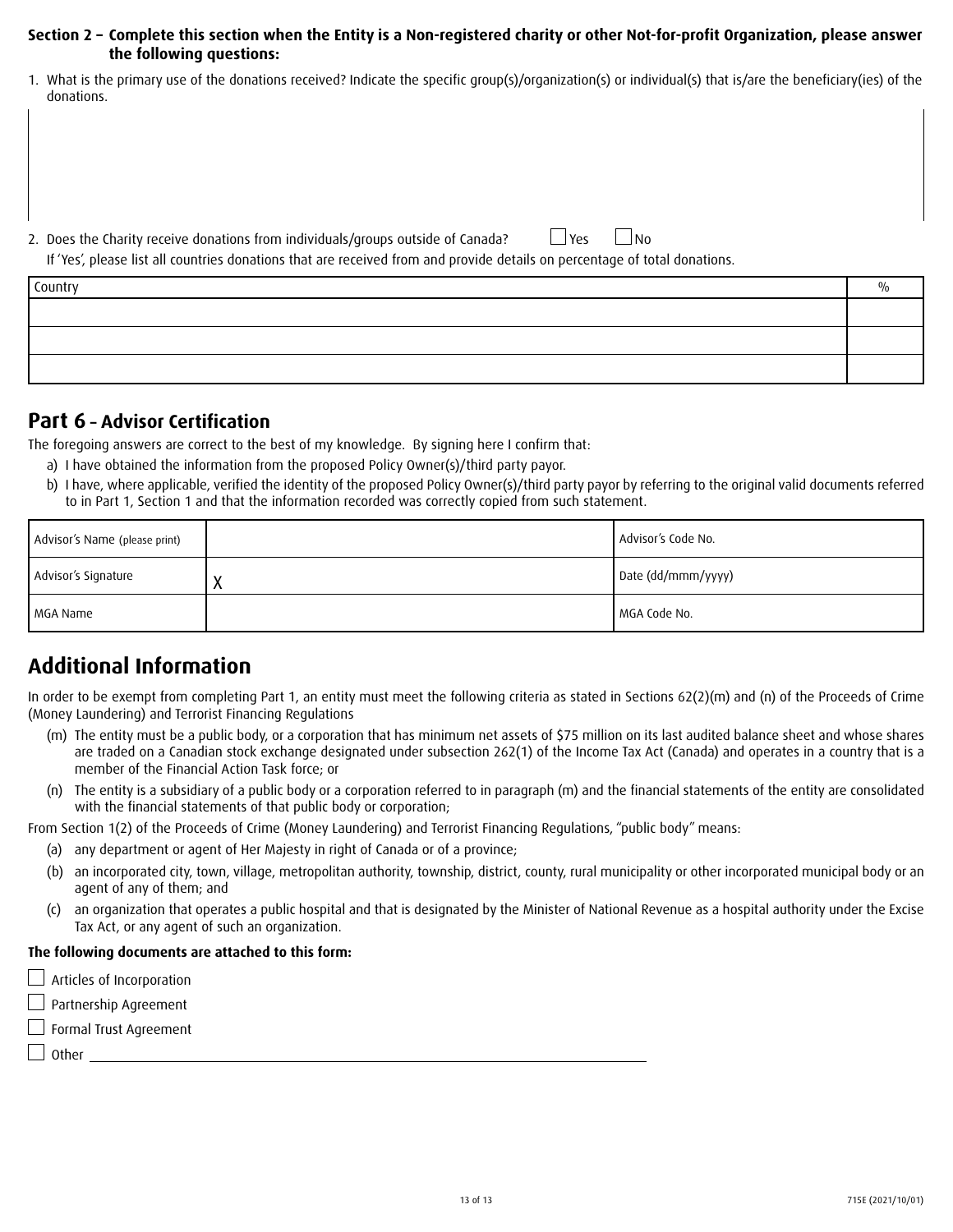**Section 2 – Complete this section when the Entity is a Non-registered charity or other Not-for-profit Organization, please answer the following questions:**

1. What is the primary use of the donations received? Indicate the specific group(s)/organization(s) or individual(s) that is/are the beneficiary(ies) of the donations.

2. Does the Charity receive donations from individuals/groups outside of Canada? ☐ Yes ☐ No

   If 'Yes', please list all countries donations that are received from and provide details on percentage of total donations.

| Country | % |
|---|---|
| | |
| | |
| | |

## Part 6 – Advisor Certification

The foregoing answers are correct to the best of my knowledge. By signing here I confirm that:

a) I have obtained the information from the proposed Policy Owner(s)/third party payor.
b) I have, where applicable, verified the identity of the proposed Policy Owner(s)/third party payor by referring to the original valid documents referred to in Part 1, Section 1 and that the information recorded was correctly copied from such statement.

| | | |
|---|---|---|
| Advisor's Name (please print) | | Advisor's Code No. |
| Advisor's Signature | X | Date (dd/mmm/yyyy) |
| MGA Name | | MGA Code No. |

# Additional Information

In order to be exempt from completing Part 1, an entity must meet the following criteria as stated in Sections 62(2)(m) and (n) of the Proceeds of Crime (Money Laundering) and Terrorist Financing Regulations

(m) The entity must be a public body, or a corporation that has minimum net assets of $75 million on its last audited balance sheet and whose shares are traded on a Canadian stock exchange designated under subsection 262(1) of the Income Tax Act (Canada) and operates in a country that is a member of the Financial Action Task force; or

(n) The entity is a subsidiary of a public body or a corporation referred to in paragraph (m) and the financial statements of the entity are consolidated with the financial statements of that public body or corporation;

From Section 1(2) of the Proceeds of Crime (Money Laundering) and Terrorist Financing Regulations, "public body" means:

(a) any department or agent of Her Majesty in right of Canada or of a province;

(b) an incorporated city, town, village, metropolitan authority, township, district, county, rural municipality or other incorporated municipal body or an agent of any of them; and

(c) an organization that operates a public hospital and that is designated by the Minister of National Revenue as a hospital authority under the Excise Tax Act, or any agent of such an organization.

**The following documents are attached to this form:**

☐ Articles of Incorporation

☐ Partnership Agreement

☐ Formal Trust Agreement

☐ Other ______________________________